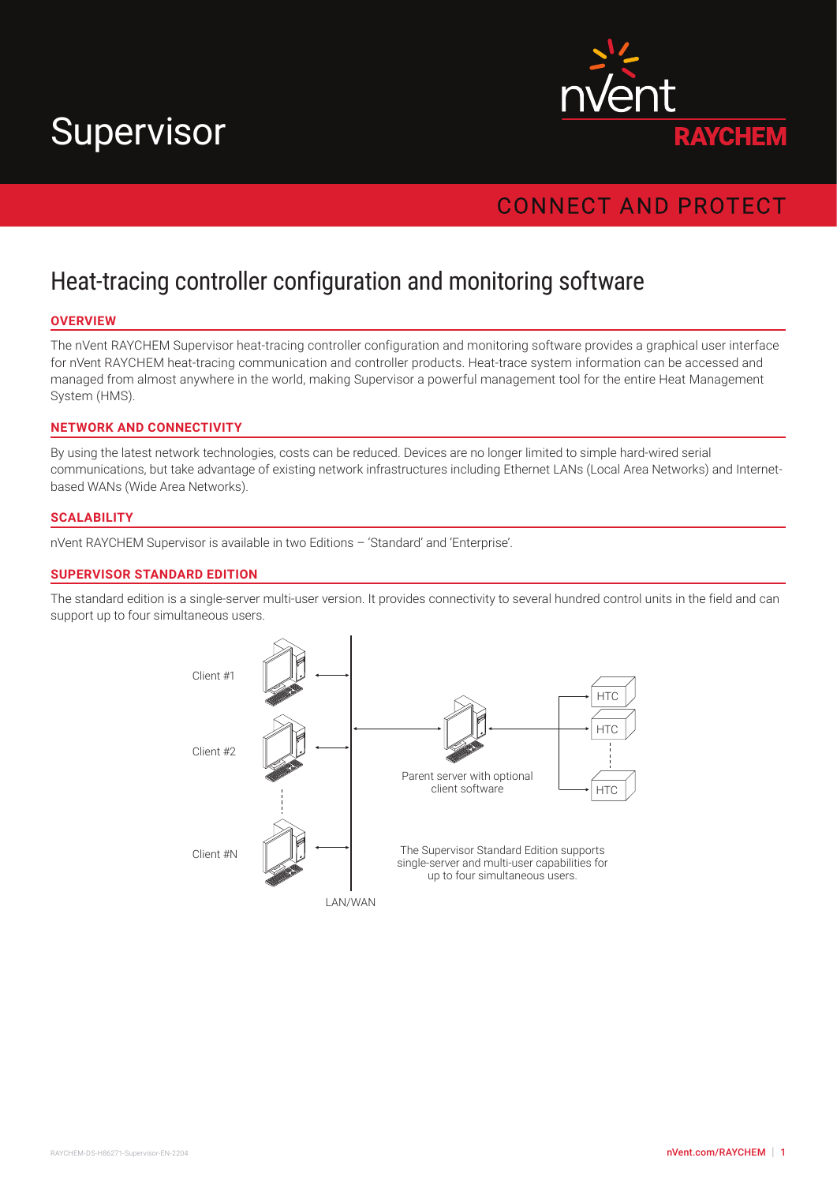# Supervisor

nVent RAYCHEM

CONNECT AND PROTECT

## Heat-tracing controller configuration and monitoring software

### OVERVIEW

The nVent RAYCHEM Supervisor heat-tracing controller configuration and monitoring software provides a graphical user interface for nVent RAYCHEM heat-tracing communication and controller products. Heat-trace system information can be accessed and managed from almost anywhere in the world, making Supervisor a powerful management tool for the entire Heat Management System (HMS).

### NETWORK AND CONNECTIVITY

By using the latest network technologies, costs can be reduced. Devices are no longer limited to simple hard-wired serial communications, but take advantage of existing network infrastructures including Ethernet LANs (Local Area Networks) and Internet-based WANs (Wide Area Networks).

### SCALABILITY

nVent RAYCHEM Supervisor is available in two Editions – 'Standard' and 'Enterprise'.

### SUPERVISOR STANDARD EDITION

The standard edition is a single-server multi-user version. It provides connectivity to several hundred control units in the field and can support up to four simultaneous users.

Client #1

Client #2

Client #N

LAN/WAN

Parent server with optional client software

HTC

HTC

HTC

The Supervisor Standard Edition supports single-server and multi-user capabilities for up to four simultaneous users.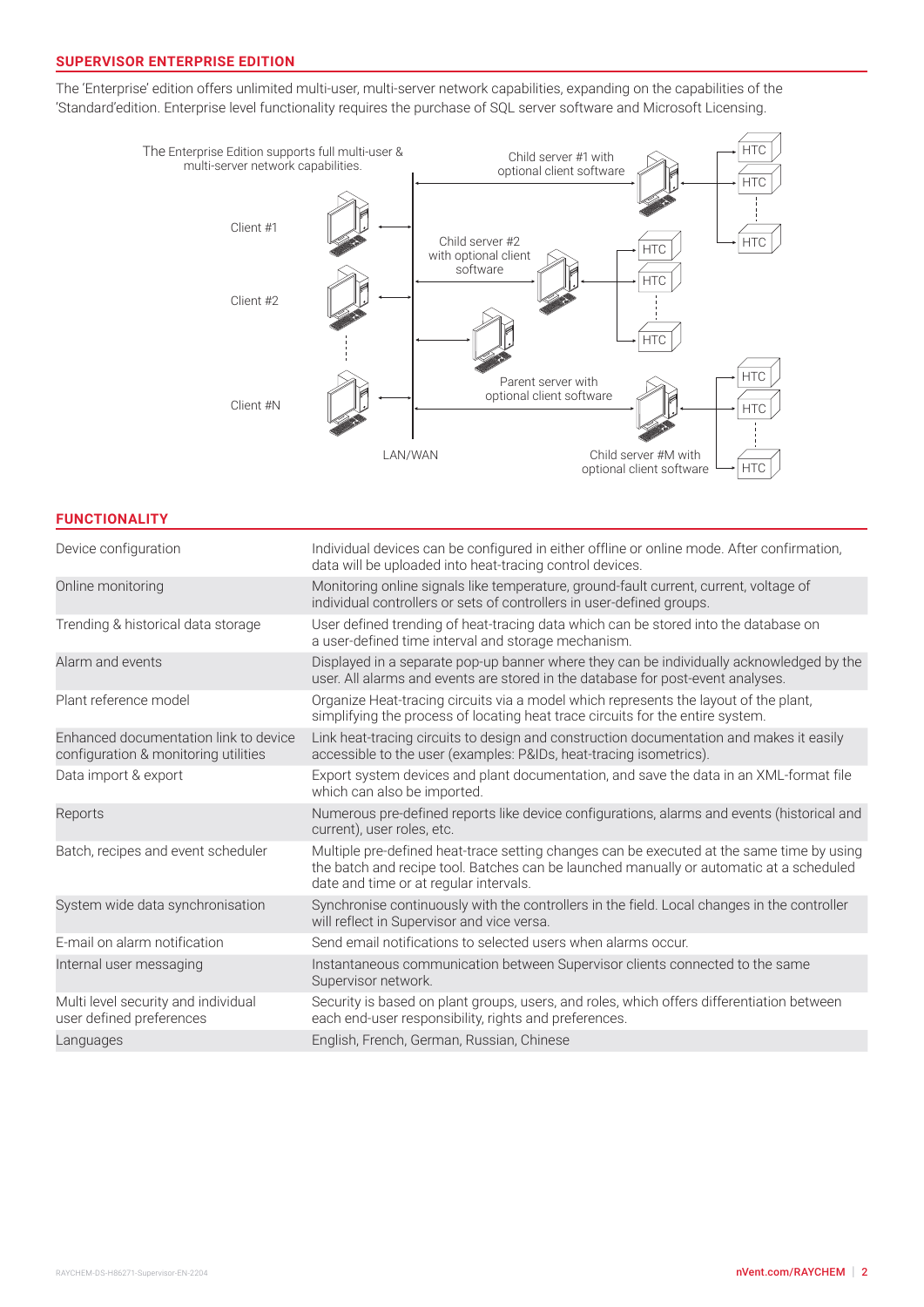## SUPERVISOR ENTERPRISE EDITION

The 'Enterprise' edition offers unlimited multi-user, multi-server network capabilities, expanding on the capabilities of the 'Standard'edition. Enterprise level functionality requires the purchase of SQL server software and Microsoft Licensing.

The Enterprise Edition supports full multi-user & multi-server network capabilities.

Client #1

Client #2

Client #N

LAN/WAN

Child server #1 with optional client software

Child server #2 with optional client software

Parent server with optional client software

Child server #M with optional client software

HTC

## FUNCTIONALITY

| | |
|---|---|
| Device configuration | Individual devices can be configured in either offline or online mode. After confirmation, data will be uploaded into heat-tracing control devices. |
| Online monitoring | Monitoring online signals like temperature, ground-fault current, current, voltage of individual controllers or sets of controllers in user-defined groups. |
| Trending & historical data storage | User defined trending of heat-tracing data which can be stored into the database on a user-defined time interval and storage mechanism. |
| Alarm and events | Displayed in a separate pop-up banner where they can be individually acknowledged by the user. All alarms and events are stored in the database for post-event analyses. |
| Plant reference model | Organize Heat-tracing circuits via a model which represents the layout of the plant, simplifying the process of locating heat trace circuits for the entire system. |
| Enhanced documentation link to device configuration & monitoring utilities | Link heat-tracing circuits to design and construction documentation and makes it easily accessible to the user (examples: P&IDs, heat-tracing isometrics). |
| Data import & export | Export system devices and plant documentation, and save the data in an XML-format file which can also be imported. |
| Reports | Numerous pre-defined reports like device configurations, alarms and events (historical and current), user roles, etc. |
| Batch, recipes and event scheduler | Multiple pre-defined heat-trace setting changes can be executed at the same time by using the batch and recipe tool. Batches can be launched manually or automatic at a scheduled date and time or at regular intervals. |
| System wide data synchronisation | Synchronise continuously with the controllers in the field. Local changes in the controller will reflect in Supervisor and vice versa. |
| E-mail on alarm notification | Send email notifications to selected users when alarms occur. |
| Internal user messaging | Instantaneous communication between Supervisor clients connected to the same Supervisor network. |
| Multi level security and individual user defined preferences | Security is based on plant groups, users, and roles, which offers differentiation between each end-user responsibility, rights and preferences. |
| Languages | English, French, German, Russian, Chinese |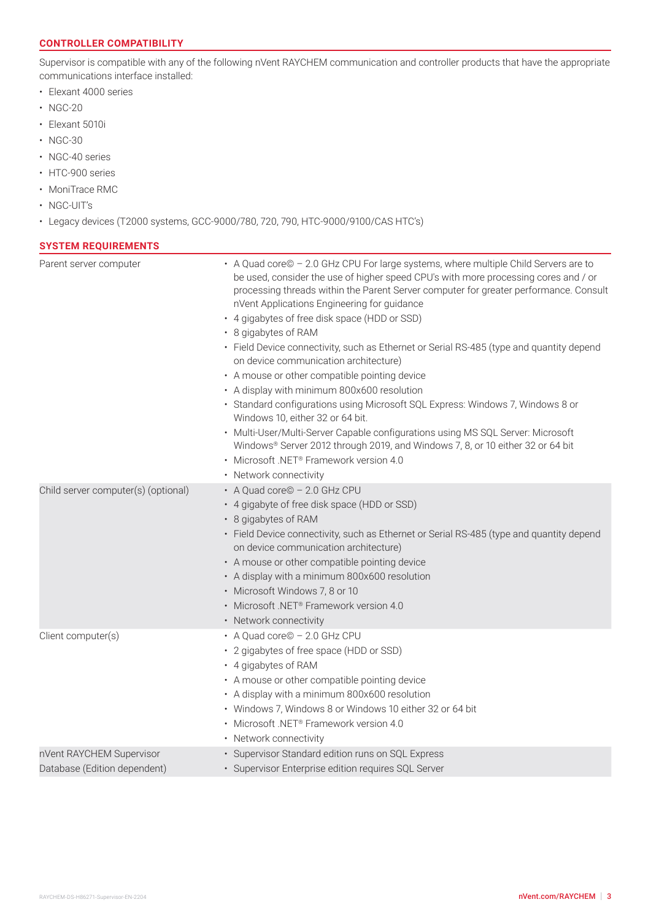## CONTROLLER COMPATIBILITY

Supervisor is compatible with any of the following nVent RAYCHEM communication and controller products that have the appropriate communications interface installed:

- Elexant 4000 series
- NGC-20
- Elexant 5010i
- NGC-30
- NGC-40 series
- HTC-900 series
- MoniTrace RMC
- NGC-UIT's
- Legacy devices (T2000 systems, GCC-9000/780, 720, 790, HTC-9000/9100/CAS HTC's)

## SYSTEM REQUIREMENTS

| | |
|---|---|
| Parent server computer | • A Quad core© – 2.0 GHz CPU For large systems, where multiple Child Servers are to be used, consider the use of higher speed CPU's with more processing cores and / or processing threads within the Parent Server computer for greater performance. Consult nVent Applications Engineering for guidance<br>• 4 gigabytes of free disk space (HDD or SSD)<br>• 8 gigabytes of RAM<br>• Field Device connectivity, such as Ethernet or Serial RS-485 (type and quantity depend on device communication architecture)<br>• A mouse or other compatible pointing device<br>• A display with minimum 800x600 resolution<br>• Standard configurations using Microsoft SQL Express: Windows 7, Windows 8 or Windows 10, either 32 or 64 bit.<br>• Multi-User/Multi-Server Capable configurations using MS SQL Server: Microsoft Windows® Server 2012 through 2019, and Windows 7, 8, or 10 either 32 or 64 bit<br>• Microsoft .NET® Framework version 4.0<br>• Network connectivity |
| Child server computer(s) (optional) | • A Quad core© – 2.0 GHz CPU<br>• 4 gigabyte of free disk space (HDD or SSD)<br>• 8 gigabytes of RAM<br>• Field Device connectivity, such as Ethernet or Serial RS-485 (type and quantity depend on device communication architecture)<br>• A mouse or other compatible pointing device<br>• A display with a minimum 800x600 resolution<br>• Microsoft Windows 7, 8 or 10<br>• Microsoft .NET® Framework version 4.0<br>• Network connectivity |
| Client computer(s) | • A Quad core© – 2.0 GHz CPU<br>• 2 gigabytes of free space (HDD or SSD)<br>• 4 gigabytes of RAM<br>• A mouse or other compatible pointing device<br>• A display with a minimum 800x600 resolution<br>• Windows 7, Windows 8 or Windows 10 either 32 or 64 bit<br>• Microsoft .NET® Framework version 4.0<br>• Network connectivity |
| nVent RAYCHEM Supervisor Database (Edition dependent) | • Supervisor Standard edition runs on SQL Express<br>• Supervisor Enterprise edition requires SQL Server |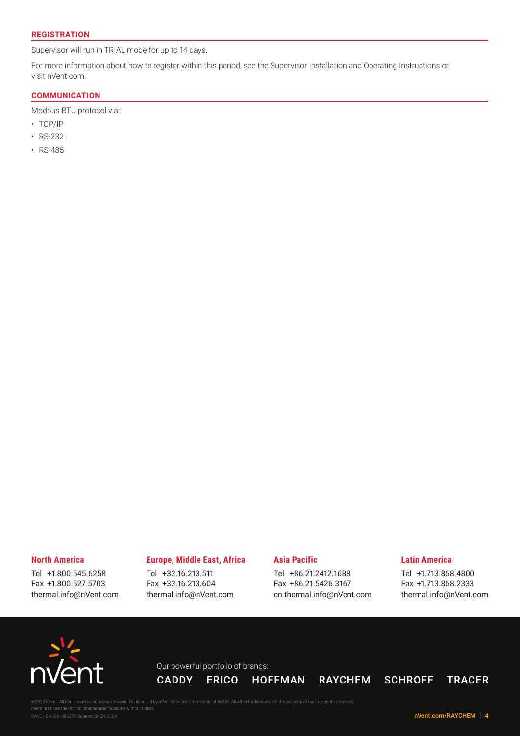## REGISTRATION

Supervisor will run in TRIAL mode for up to 14 days.

For more information about how to register within this period, see the Supervisor Installation and Operating Instructions or visit nVent.com.

## COMMUNICATION

Modbus RTU protocol via:

- TCP/IP
- RS-232
- RS-485

**North America**

Tel +1.800.545.6258
Fax +1.800.527.5703
thermal.info@nVent.com

**Europe, Middle East, Africa**

Tel +32.16.213.511
Fax +32.16.213.604
thermal.info@nVent.com

**Asia Pacific**

Tel +86.21.2412.1688
Fax +86.21.5426.3167
cn.thermal.info@nVent.com

**Latin America**

Tel +1.713.868.4800
Fax +1.713.868.2333
thermal.info@nVent.com

nVent

Our powerful portfolio of brands:

CADDY ERICO HOFFMAN RAYCHEM SCHROFF TRACER

©2022 nVent. All nVent marks and logos are owned or licensed by nVent Services GmbH or its affiliates. All other trademarks are the property of their respective owners.
nVent reserves the right to change specifications without notice.

RAYCHEM-DS-H86271-Supervisor-EN-2204

nVent.com/RAYCHEM